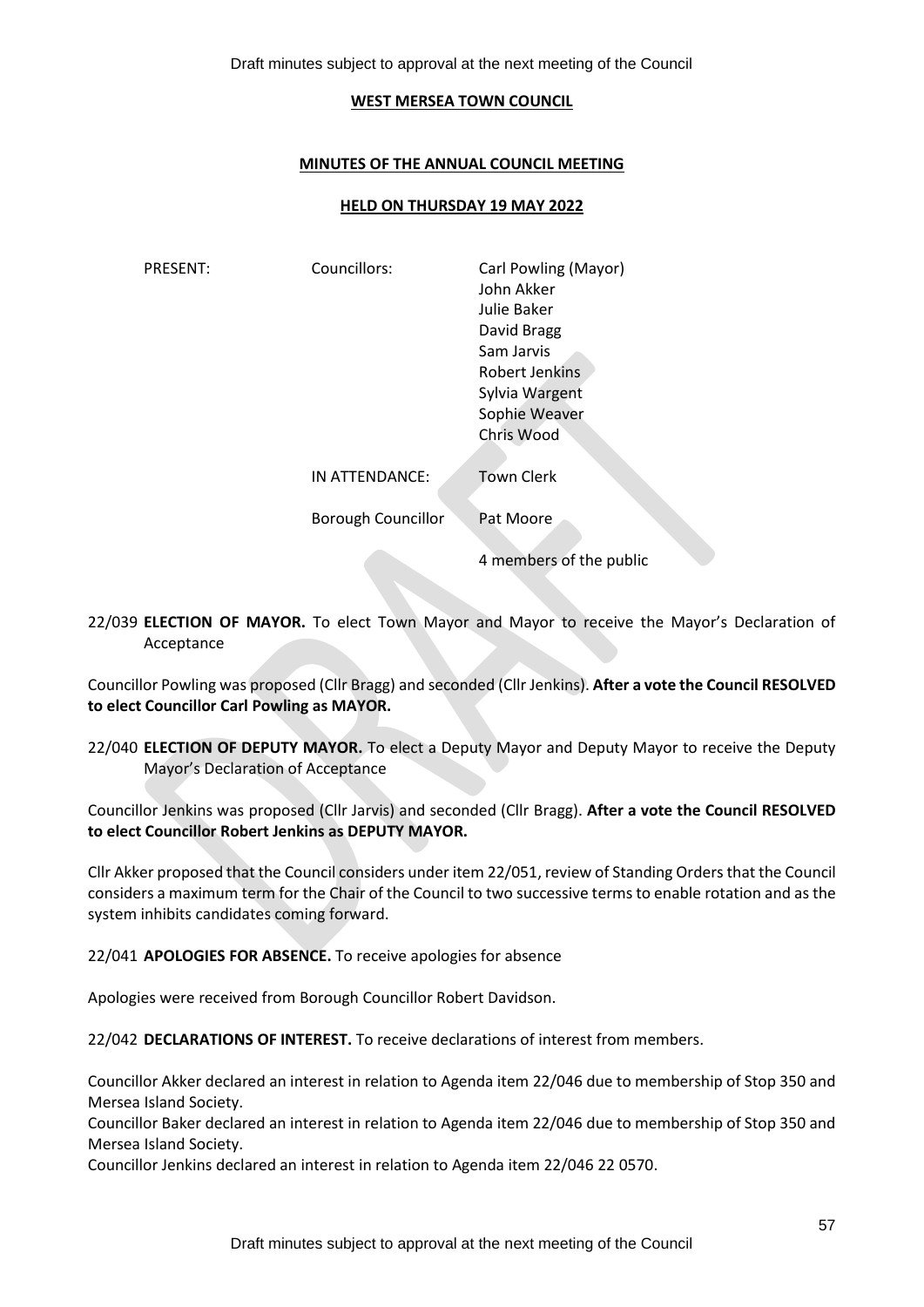**WEST MERSEA TOWN COUNCIL**

**MINUTES OF THE ANNUAL COUNCIL MEETING**

**HELD ON THURSDAY 19 MAY 2022**

| PRESENT: | Councillors: | Carl Powling (Mayor) |
|---|---|---|
| | | John Akker |
| | | Julie Baker |
| | | David Bragg |
| | | Sam Jarvis |
| | | Robert Jenkins |
| | | Sylvia Wargent |
| | | Sophie Weaver |
| | | Chris Wood |
| | IN ATTENDANCE: | Town Clerk |
| | Borough Councillor | Pat Moore |
| | | 4 members of the public |

22/039 **ELECTION OF MAYOR.** To elect Town Mayor and Mayor to receive the Mayor's Declaration of Acceptance

Councillor Powling was proposed (Cllr Bragg) and seconded (Cllr Jenkins). **After a vote the Council RESOLVED to elect Councillor Carl Powling as MAYOR.**

22/040 **ELECTION OF DEPUTY MAYOR.** To elect a Deputy Mayor and Deputy Mayor to receive the Deputy Mayor's Declaration of Acceptance

Councillor Jenkins was proposed (Cllr Jarvis) and seconded (Cllr Bragg). **After a vote the Council RESOLVED to elect Councillor Robert Jenkins as DEPUTY MAYOR.**

Cllr Akker proposed that the Council considers under item 22/051, review of Standing Orders that the Council considers a maximum term for the Chair of the Council to two successive terms to enable rotation and as the system inhibits candidates coming forward.

22/041 **APOLOGIES FOR ABSENCE.** To receive apologies for absence

Apologies were received from Borough Councillor Robert Davidson.

22/042 **DECLARATIONS OF INTEREST.** To receive declarations of interest from members.

Councillor Akker declared an interest in relation to Agenda item 22/046 due to membership of Stop 350 and Mersea Island Society.

Councillor Baker declared an interest in relation to Agenda item 22/046 due to membership of Stop 350 and Mersea Island Society.

Councillor Jenkins declared an interest in relation to Agenda item 22/046 22 0570.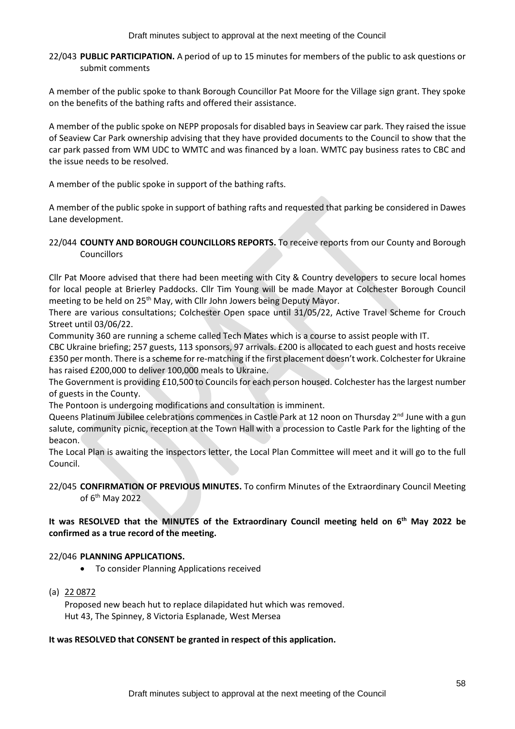22/043 **PUBLIC PARTICIPATION.** A period of up to 15 minutes for members of the public to ask questions or submit comments

A member of the public spoke to thank Borough Councillor Pat Moore for the Village sign grant. They spoke on the benefits of the bathing rafts and offered their assistance.

A member of the public spoke on NEPP proposals for disabled bays in Seaview car park. They raised the issue of Seaview Car Park ownership advising that they have provided documents to the Council to show that the car park passed from WM UDC to WMTC and was financed by a loan. WMTC pay business rates to CBC and the issue needs to be resolved.

A member of the public spoke in support of the bathing rafts.

A member of the public spoke in support of bathing rafts and requested that parking be considered in Dawes Lane development.

22/044 **COUNTY AND BOROUGH COUNCILLORS REPORTS.** To receive reports from our County and Borough Councillors

Cllr Pat Moore advised that there had been meeting with City & Country developers to secure local homes for local people at Brierley Paddocks. Cllr Tim Young will be made Mayor at Colchester Borough Council meeting to be held on 25th May, with Cllr John Jowers being Deputy Mayor.
There are various consultations; Colchester Open space until 31/05/22, Active Travel Scheme for Crouch Street until 03/06/22.
Community 360 are running a scheme called Tech Mates which is a course to assist people with IT.
CBC Ukraine briefing; 257 guests, 113 sponsors, 97 arrivals. £200 is allocated to each guest and hosts receive £350 per month. There is a scheme for re-matching if the first placement doesn't work. Colchester for Ukraine has raised £200,000 to deliver 100,000 meals to Ukraine.
The Government is providing £10,500 to Councils for each person housed. Colchester has the largest number of guests in the County.
The Pontoon is undergoing modifications and consultation is imminent.
Queens Platinum Jubilee celebrations commences in Castle Park at 12 noon on Thursday 2nd June with a gun salute, community picnic, reception at the Town Hall with a procession to Castle Park for the lighting of the beacon.
The Local Plan is awaiting the inspectors letter, the Local Plan Committee will meet and it will go to the full Council.

22/045 **CONFIRMATION OF PREVIOUS MINUTES.** To confirm Minutes of the Extraordinary Council Meeting of 6th May 2022

**It was RESOLVED that the MINUTES of the Extraordinary Council meeting held on 6th May 2022 be confirmed as a true record of the meeting.**

22/046 **PLANNING APPLICATIONS.**

- To consider Planning Applications received

(a) 22 0872
Proposed new beach hut to replace dilapidated hut which was removed.
Hut 43, The Spinney, 8 Victoria Esplanade, West Mersea

**It was RESOLVED that CONSENT be granted in respect of this application.**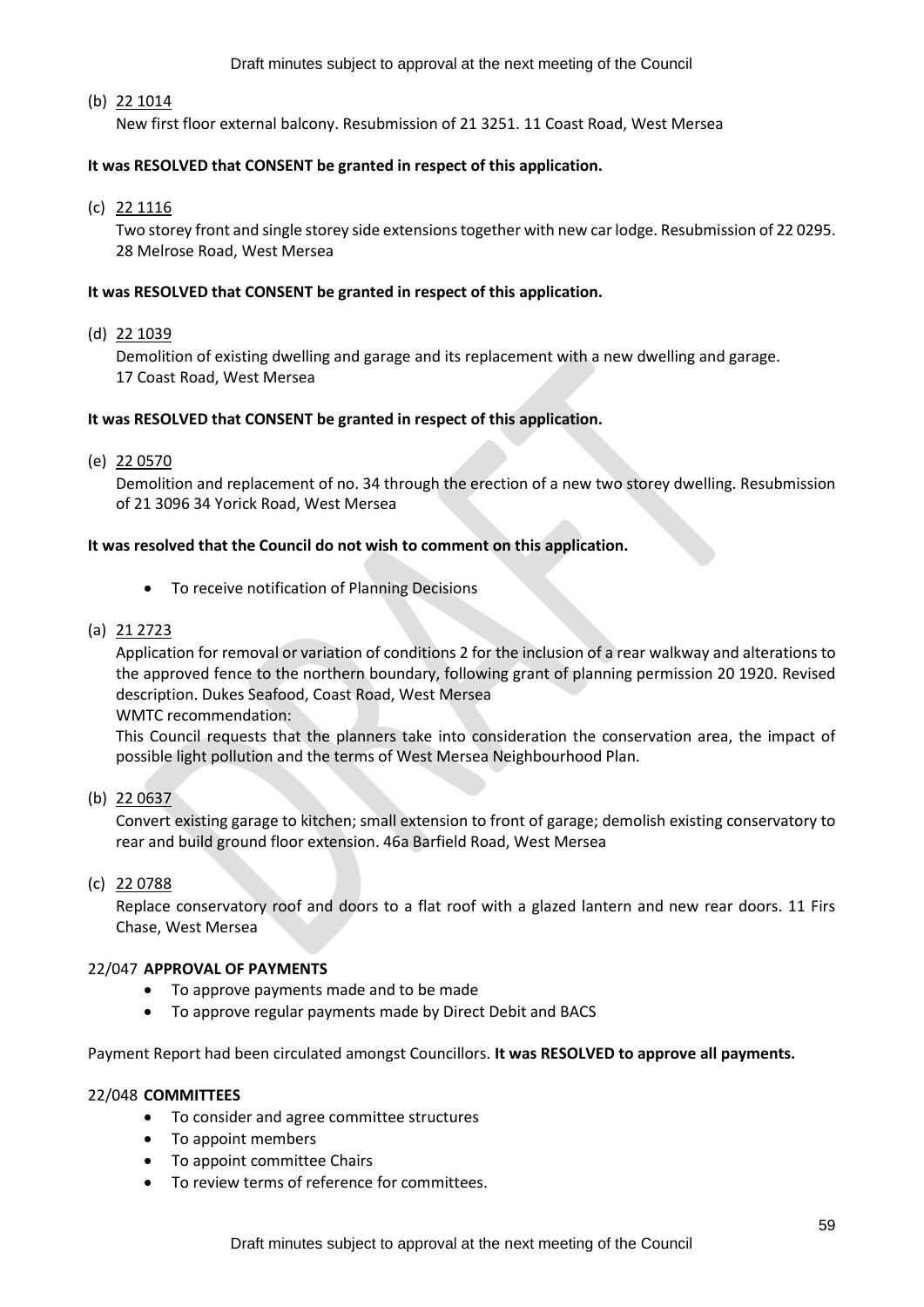(b) 22 1014

New first floor external balcony. Resubmission of 21 3251. 11 Coast Road, West Mersea

**It was RESOLVED that CONSENT be granted in respect of this application.**

(c) 22 1116

Two storey front and single storey side extensions together with new car lodge. Resubmission of 22 0295. 28 Melrose Road, West Mersea

**It was RESOLVED that CONSENT be granted in respect of this application.**

(d) 22 1039

Demolition of existing dwelling and garage and its replacement with a new dwelling and garage. 17 Coast Road, West Mersea

**It was RESOLVED that CONSENT be granted in respect of this application.**

(e) 22 0570

Demolition and replacement of no. 34 through the erection of a new two storey dwelling. Resubmission of 21 3096 34 Yorick Road, West Mersea

**It was resolved that the Council do not wish to comment on this application.**

- To receive notification of Planning Decisions

(a) 21 2723

Application for removal or variation of conditions 2 for the inclusion of a rear walkway and alterations to the approved fence to the northern boundary, following grant of planning permission 20 1920. Revised description. Dukes Seafood, Coast Road, West Mersea

WMTC recommendation:

This Council requests that the planners take into consideration the conservation area, the impact of possible light pollution and the terms of West Mersea Neighbourhood Plan.

(b) 22 0637

Convert existing garage to kitchen; small extension to front of garage; demolish existing conservatory to rear and build ground floor extension. 46a Barfield Road, West Mersea

(c) 22 0788

Replace conservatory roof and doors to a flat roof with a glazed lantern and new rear doors. 11 Firs Chase, West Mersea

22/047 **APPROVAL OF PAYMENTS**

- To approve payments made and to be made
- To approve regular payments made by Direct Debit and BACS

Payment Report had been circulated amongst Councillors. **It was RESOLVED to approve all payments.**

22/048 **COMMITTEES**

- To consider and agree committee structures
- To appoint members
- To appoint committee Chairs
- To review terms of reference for committees.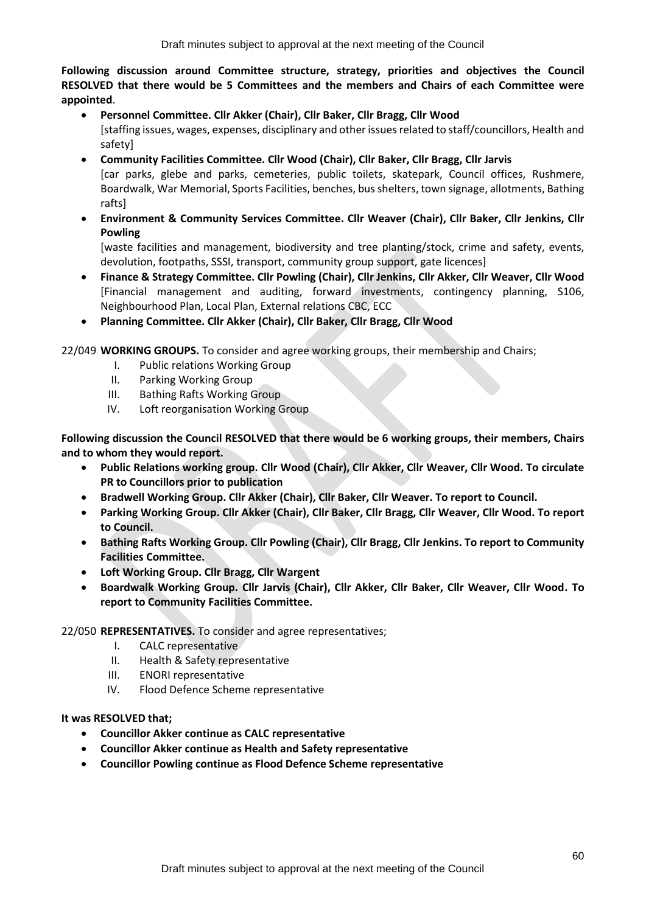**Following discussion around Committee structure, strategy, priorities and objectives the Council RESOLVED that there would be 5 Committees and the members and Chairs of each Committee were appointed**.

- **Personnel Committee. Cllr Akker (Chair), Cllr Baker, Cllr Bragg, Cllr Wood**
  [staffing issues, wages, expenses, disciplinary and other issues related to staff/councillors, Health and safety]
- **Community Facilities Committee. Cllr Wood (Chair), Cllr Baker, Cllr Bragg, Cllr Jarvis**
  [car parks, glebe and parks, cemeteries, public toilets, skatepark, Council offices, Rushmere, Boardwalk, War Memorial, Sports Facilities, benches, bus shelters, town signage, allotments, Bathing rafts]
- **Environment & Community Services Committee. Cllr Weaver (Chair), Cllr Baker, Cllr Jenkins, Cllr Powling**
  [waste facilities and management, biodiversity and tree planting/stock, crime and safety, events, devolution, footpaths, SSSI, transport, community group support, gate licences]
- **Finance & Strategy Committee. Cllr Powling (Chair), Cllr Jenkins, Cllr Akker, Cllr Weaver, Cllr Wood**
  [Financial management and auditing, forward investments, contingency planning, S106, Neighbourhood Plan, Local Plan, External relations CBC, ECC
- **Planning Committee. Cllr Akker (Chair), Cllr Baker, Cllr Bragg, Cllr Wood**

22/049 **WORKING GROUPS.** To consider and agree working groups, their membership and Chairs;

I. Public relations Working Group
II. Parking Working Group
III. Bathing Rafts Working Group
IV. Loft reorganisation Working Group

**Following discussion the Council RESOLVED that there would be 6 working groups, their members, Chairs and to whom they would report.**

- **Public Relations working group. Cllr Wood (Chair), Cllr Akker, Cllr Weaver, Cllr Wood. To circulate PR to Councillors prior to publication**
- **Bradwell Working Group. Cllr Akker (Chair), Cllr Baker, Cllr Weaver. To report to Council.**
- **Parking Working Group. Cllr Akker (Chair), Cllr Baker, Cllr Bragg, Cllr Weaver, Cllr Wood. To report to Council.**
- **Bathing Rafts Working Group. Cllr Powling (Chair), Cllr Bragg, Cllr Jenkins. To report to Community Facilities Committee.**
- **Loft Working Group. Cllr Bragg, Cllr Wargent**
- **Boardwalk Working Group. Cllr Jarvis (Chair), Cllr Akker, Cllr Baker, Cllr Weaver, Cllr Wood. To report to Community Facilities Committee.**

22/050 **REPRESENTATIVES.** To consider and agree representatives;

I. CALC representative
II. Health & Safety representative
III. ENORI representative
IV. Flood Defence Scheme representative

**It was RESOLVED that;**

- **Councillor Akker continue as CALC representative**
- **Councillor Akker continue as Health and Safety representative**
- **Councillor Powling continue as Flood Defence Scheme representative**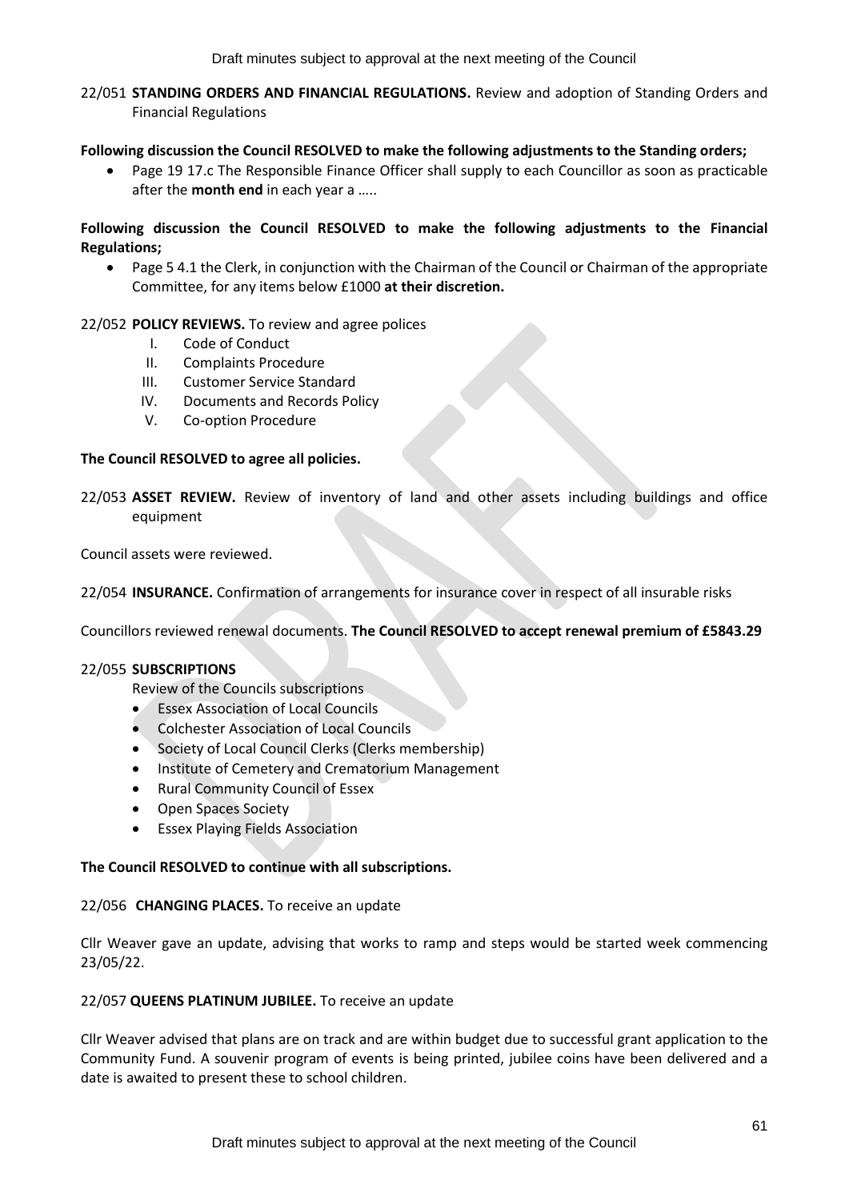22/051 **STANDING ORDERS AND FINANCIAL REGULATIONS.** Review and adoption of Standing Orders and Financial Regulations

**Following discussion the Council RESOLVED to make the following adjustments to the Standing orders;**

- Page 19 17.c The Responsible Finance Officer shall supply to each Councillor as soon as practicable after the **month end** in each year a …..

**Following discussion the Council RESOLVED to make the following adjustments to the Financial Regulations;**

- Page 5 4.1 the Clerk, in conjunction with the Chairman of the Council or Chairman of the appropriate Committee, for any items below £1000 **at their discretion.**

22/052 **POLICY REVIEWS.** To review and agree polices

I. Code of Conduct
II. Complaints Procedure
III. Customer Service Standard
IV. Documents and Records Policy
V. Co-option Procedure

**The Council RESOLVED to agree all policies.**

22/053 **ASSET REVIEW.** Review of inventory of land and other assets including buildings and office equipment

Council assets were reviewed.

22/054 **INSURANCE.** Confirmation of arrangements for insurance cover in respect of all insurable risks

Councillors reviewed renewal documents. **The Council RESOLVED to accept renewal premium of £5843.29**

22/055 **SUBSCRIPTIONS**

Review of the Councils subscriptions

- Essex Association of Local Councils
- Colchester Association of Local Councils
- Society of Local Council Clerks (Clerks membership)
- Institute of Cemetery and Crematorium Management
- Rural Community Council of Essex
- Open Spaces Society
- Essex Playing Fields Association

**The Council RESOLVED to continue with all subscriptions.**

22/056 **CHANGING PLACES.** To receive an update

Cllr Weaver gave an update, advising that works to ramp and steps would be started week commencing 23/05/22.

22/057 **QUEENS PLATINUM JUBILEE.** To receive an update

Cllr Weaver advised that plans are on track and are within budget due to successful grant application to the Community Fund. A souvenir program of events is being printed, jubilee coins have been delivered and a date is awaited to present these to school children.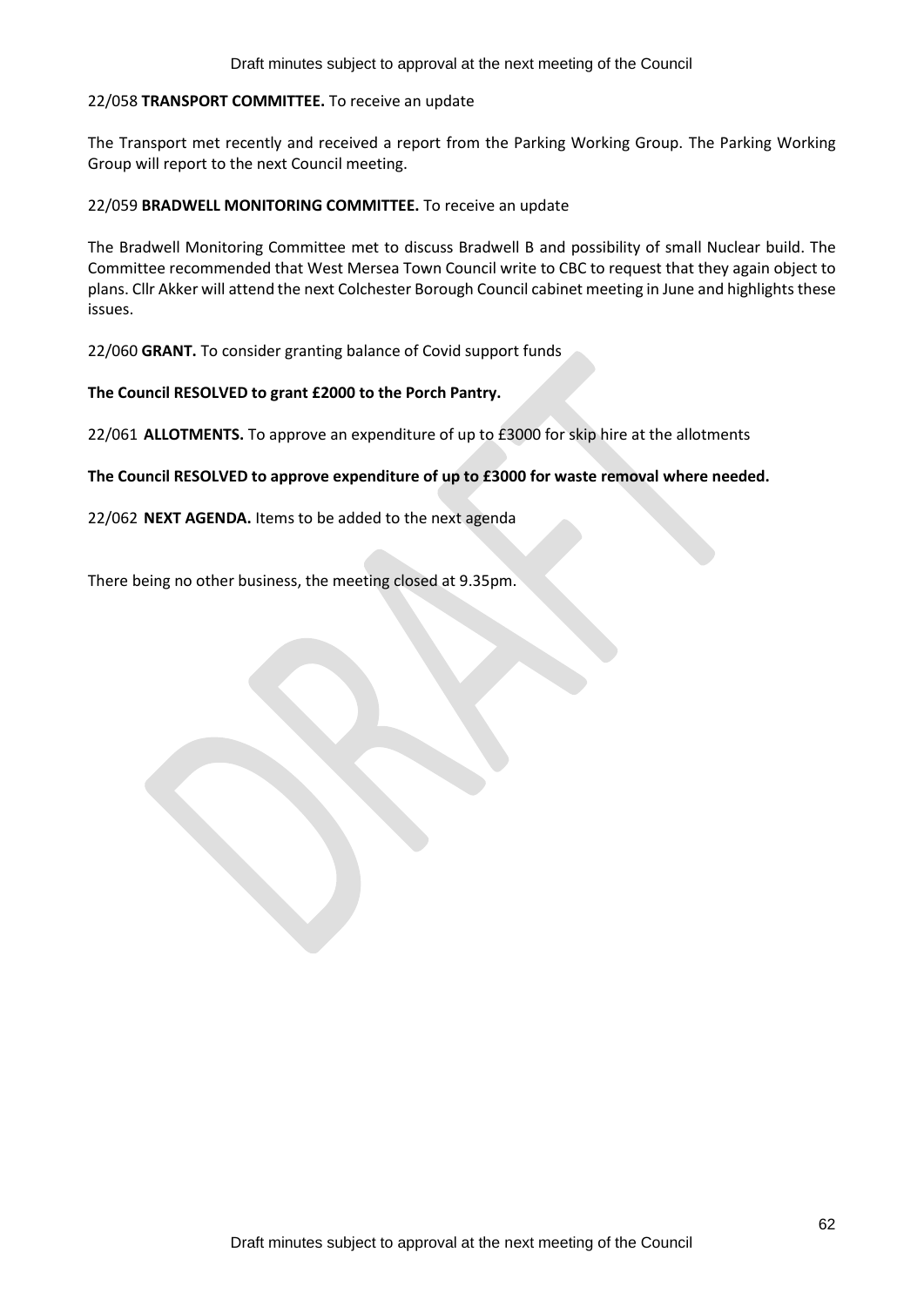22/058 **TRANSPORT COMMITTEE.** To receive an update

The Transport met recently and received a report from the Parking Working Group. The Parking Working Group will report to the next Council meeting.

22/059 **BRADWELL MONITORING COMMITTEE.** To receive an update

The Bradwell Monitoring Committee met to discuss Bradwell B and possibility of small Nuclear build. The Committee recommended that West Mersea Town Council write to CBC to request that they again object to plans. Cllr Akker will attend the next Colchester Borough Council cabinet meeting in June and highlights these issues.

22/060 **GRANT.** To consider granting balance of Covid support funds

**The Council RESOLVED to grant £2000 to the Porch Pantry.**

22/061 **ALLOTMENTS.** To approve an expenditure of up to £3000 for skip hire at the allotments

**The Council RESOLVED to approve expenditure of up to £3000 for waste removal where needed.**

22/062 **NEXT AGENDA.** Items to be added to the next agenda

There being no other business, the meeting closed at 9.35pm.